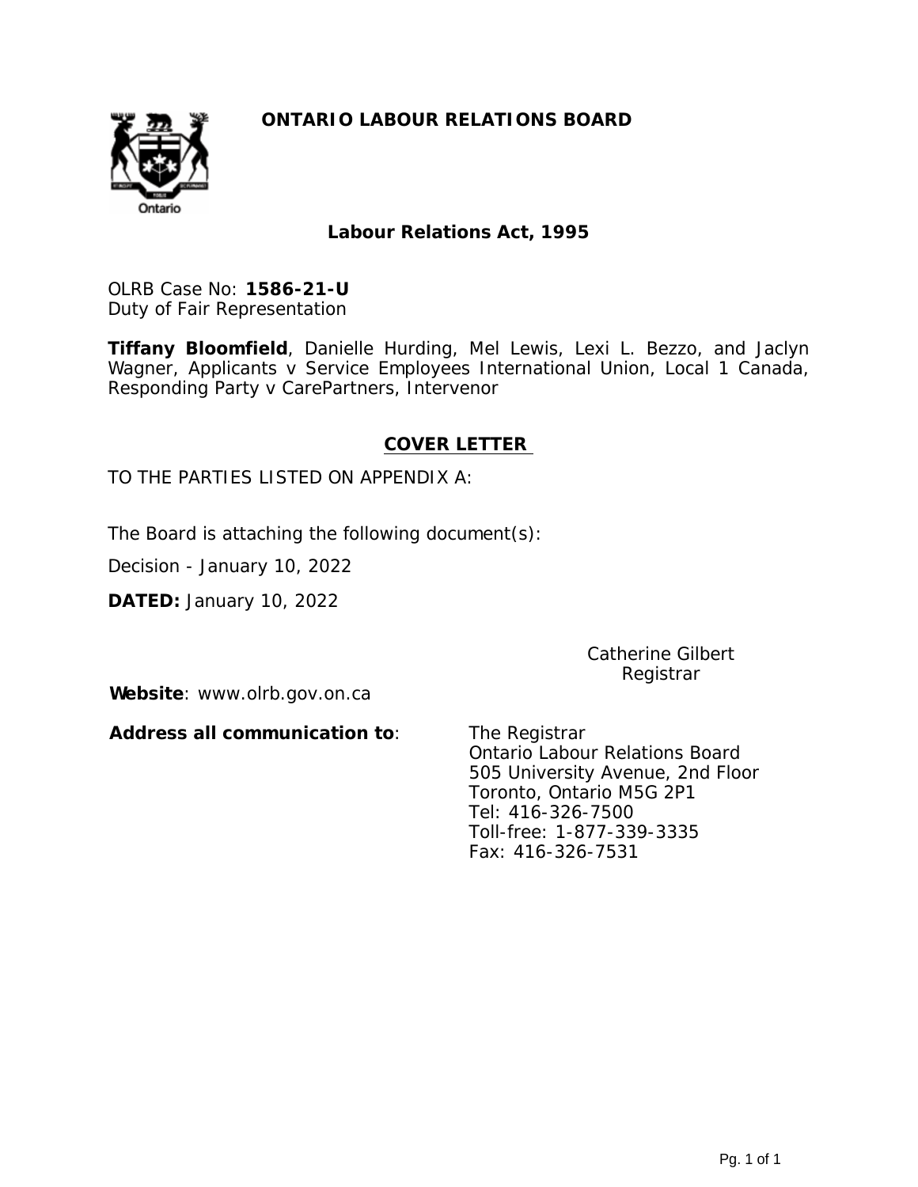# ONTARIO LABOUR RELATIONS BOARD

## Labour Relations Act, 1995

OLRB Case No: **1586-21-U**
Duty of Fair Representation

**Tiffany Bloomfield**, Danielle Hurding, Mel Lewis, Lexi L. Bezzo, and Jaclyn Wagner, Applicants v Service Employees International Union, Local 1 Canada, Responding Party v CarePartners, Intervenor

## COVER LETTER

TO THE PARTIES LISTED ON APPENDIX A:

The Board is attaching the following document(s):

Decision - January 10, 2022

**DATED:** January 10, 2022

Catherine Gilbert
Registrar

**Website**: www.olrb.gov.on.ca

**Address all communication to**:

The Registrar
Ontario Labour Relations Board
505 University Avenue, 2nd Floor
Toronto, Ontario M5G 2P1
Tel: 416-326-7500
Toll-free: 1-877-339-3335
Fax: 416-326-7531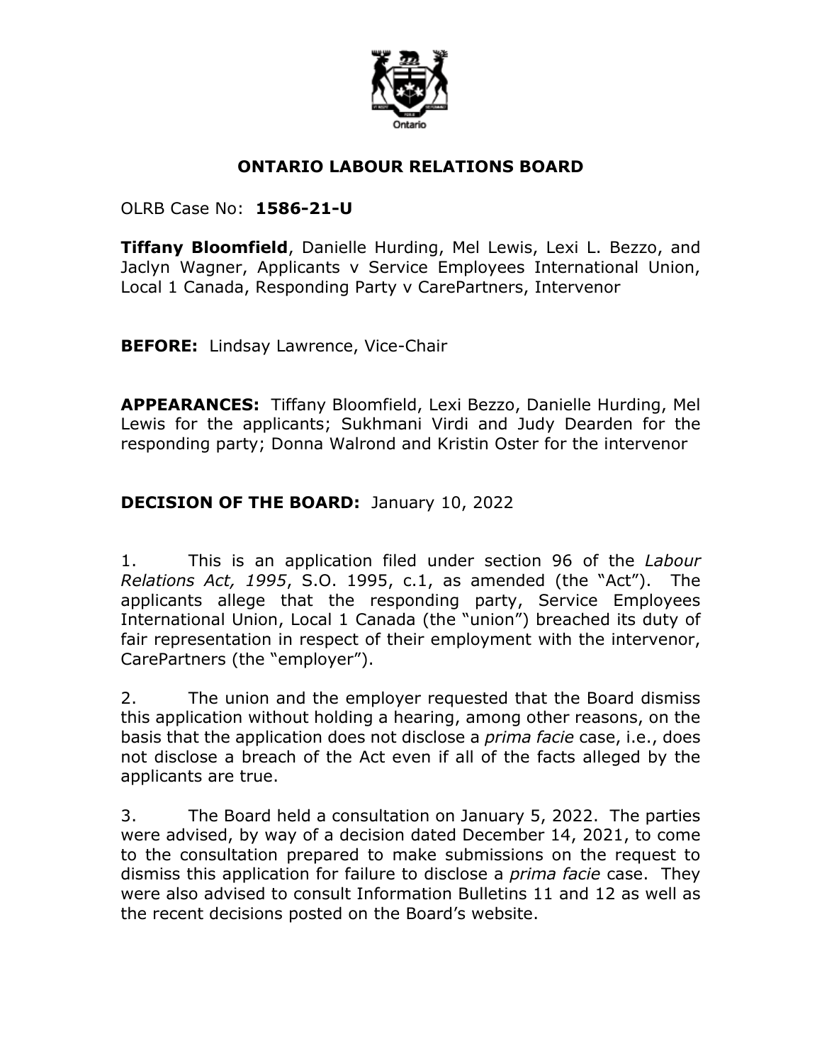# ONTARIO LABOUR RELATIONS BOARD

OLRB Case No: **1586-21-U**

**Tiffany Bloomfield**, Danielle Hurding, Mel Lewis, Lexi L. Bezzo, and Jaclyn Wagner, Applicants v Service Employees International Union, Local 1 Canada, Responding Party v CarePartners, Intervenor

**BEFORE:** Lindsay Lawrence, Vice-Chair

**APPEARANCES:** Tiffany Bloomfield, Lexi Bezzo, Danielle Hurding, Mel Lewis for the applicants; Sukhmani Virdi and Judy Dearden for the responding party; Donna Walrond and Kristin Oster for the intervenor

**DECISION OF THE BOARD:** January 10, 2022

1. This is an application filed under section 96 of the *Labour Relations Act, 1995*, S.O. 1995, c.1, as amended (the "Act"). The applicants allege that the responding party, Service Employees International Union, Local 1 Canada (the "union") breached its duty of fair representation in respect of their employment with the intervenor, CarePartners (the "employer").

2. The union and the employer requested that the Board dismiss this application without holding a hearing, among other reasons, on the basis that the application does not disclose a *prima facie* case, i.e., does not disclose a breach of the Act even if all of the facts alleged by the applicants are true.

3. The Board held a consultation on January 5, 2022. The parties were advised, by way of a decision dated December 14, 2021, to come to the consultation prepared to make submissions on the request to dismiss this application for failure to disclose a *prima facie* case. They were also advised to consult Information Bulletins 11 and 12 as well as the recent decisions posted on the Board's website.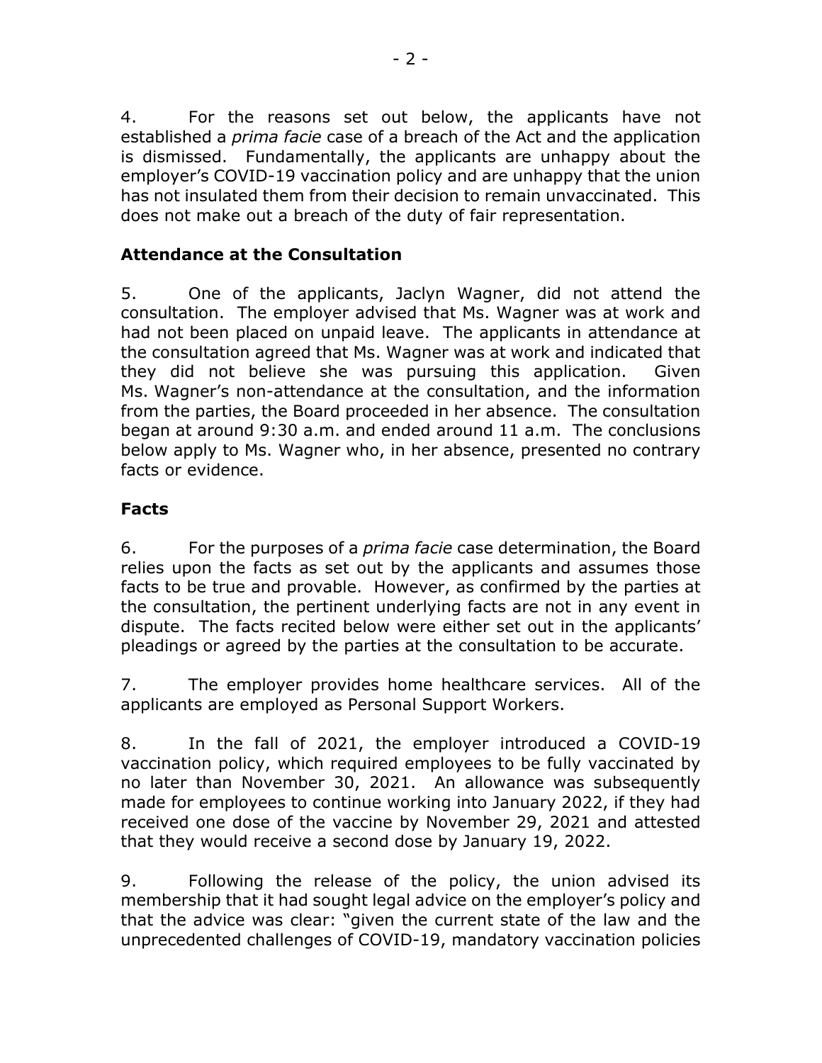4. For the reasons set out below, the applicants have not established a *prima facie* case of a breach of the Act and the application is dismissed. Fundamentally, the applicants are unhappy about the employer's COVID-19 vaccination policy and are unhappy that the union has not insulated them from their decision to remain unvaccinated. This does not make out a breach of the duty of fair representation.

## Attendance at the Consultation

5. One of the applicants, Jaclyn Wagner, did not attend the consultation. The employer advised that Ms. Wagner was at work and had not been placed on unpaid leave. The applicants in attendance at the consultation agreed that Ms. Wagner was at work and indicated that they did not believe she was pursuing this application. Given Ms. Wagner's non-attendance at the consultation, and the information from the parties, the Board proceeded in her absence. The consultation began at around 9:30 a.m. and ended around 11 a.m. The conclusions below apply to Ms. Wagner who, in her absence, presented no contrary facts or evidence.

## Facts

6. For the purposes of a *prima facie* case determination, the Board relies upon the facts as set out by the applicants and assumes those facts to be true and provable. However, as confirmed by the parties at the consultation, the pertinent underlying facts are not in any event in dispute. The facts recited below were either set out in the applicants' pleadings or agreed by the parties at the consultation to be accurate.

7. The employer provides home healthcare services. All of the applicants are employed as Personal Support Workers.

8. In the fall of 2021, the employer introduced a COVID-19 vaccination policy, which required employees to be fully vaccinated by no later than November 30, 2021. An allowance was subsequently made for employees to continue working into January 2022, if they had received one dose of the vaccine by November 29, 2021 and attested that they would receive a second dose by January 19, 2022.

9. Following the release of the policy, the union advised its membership that it had sought legal advice on the employer's policy and that the advice was clear: "given the current state of the law and the unprecedented challenges of COVID-19, mandatory vaccination policies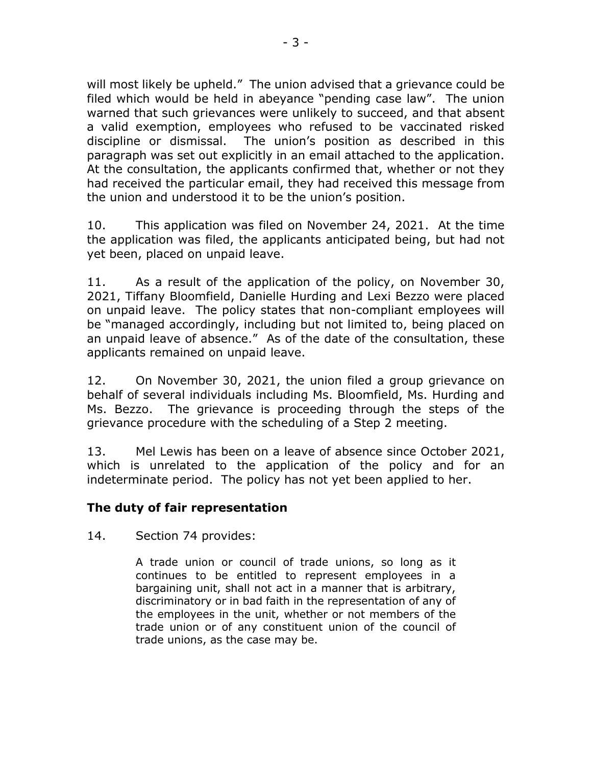will most likely be upheld." The union advised that a grievance could be filed which would be held in abeyance "pending case law". The union warned that such grievances were unlikely to succeed, and that absent a valid exemption, employees who refused to be vaccinated risked discipline or dismissal. The union's position as described in this paragraph was set out explicitly in an email attached to the application. At the consultation, the applicants confirmed that, whether or not they had received the particular email, they had received this message from the union and understood it to be the union's position.

10. This application was filed on November 24, 2021. At the time the application was filed, the applicants anticipated being, but had not yet been, placed on unpaid leave.

11. As a result of the application of the policy, on November 30, 2021, Tiffany Bloomfield, Danielle Hurding and Lexi Bezzo were placed on unpaid leave. The policy states that non-compliant employees will be "managed accordingly, including but not limited to, being placed on an unpaid leave of absence." As of the date of the consultation, these applicants remained on unpaid leave.

12. On November 30, 2021, the union filed a group grievance on behalf of several individuals including Ms. Bloomfield, Ms. Hurding and Ms. Bezzo. The grievance is proceeding through the steps of the grievance procedure with the scheduling of a Step 2 meeting.

13. Mel Lewis has been on a leave of absence since October 2021, which is unrelated to the application of the policy and for an indeterminate period. The policy has not yet been applied to her.

### The duty of fair representation

14. Section 74 provides:

> A trade union or council of trade unions, so long as it continues to be entitled to represent employees in a bargaining unit, shall not act in a manner that is arbitrary, discriminatory or in bad faith in the representation of any of the employees in the unit, whether or not members of the trade union or of any constituent union of the council of trade unions, as the case may be.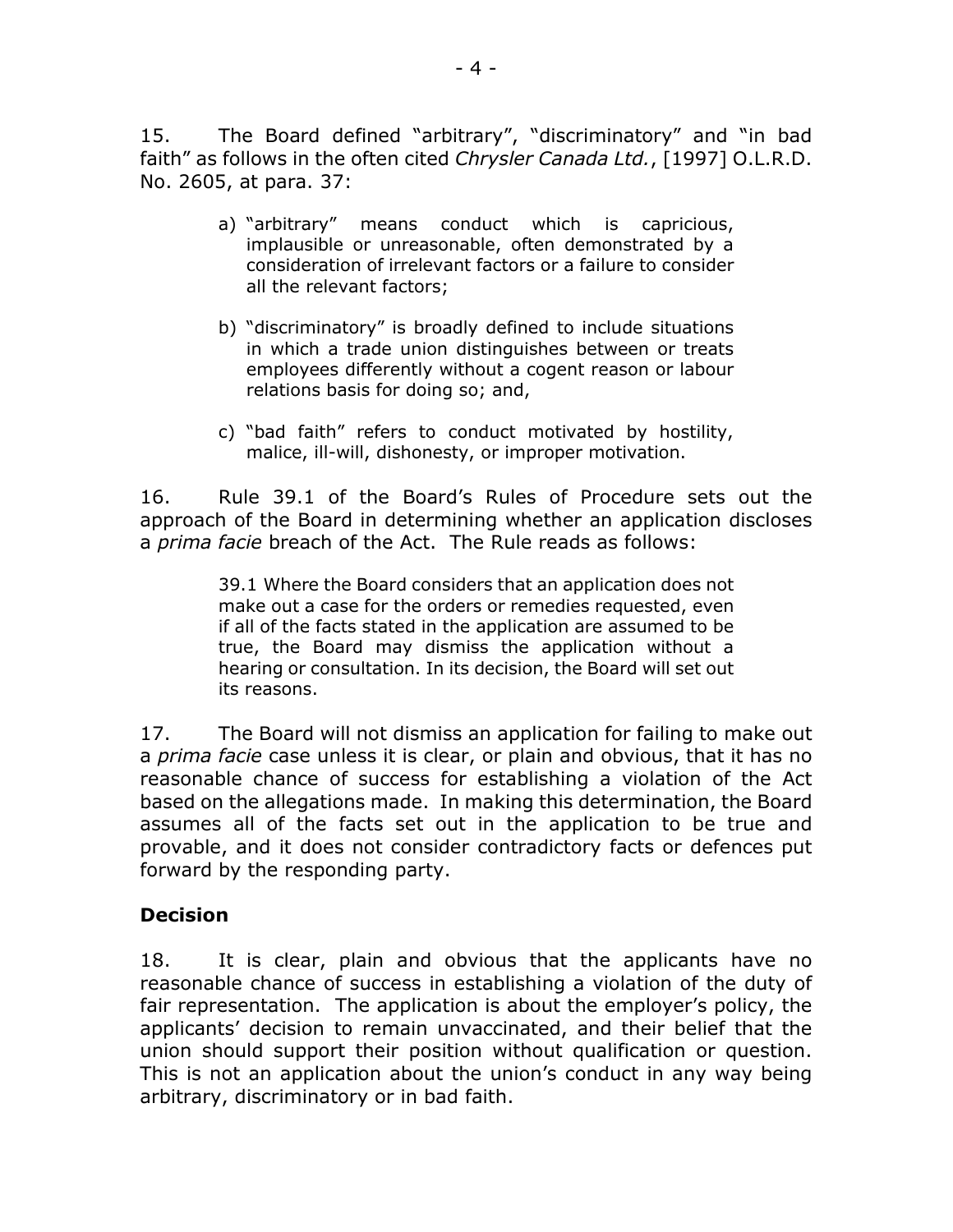15. The Board defined "arbitrary", "discriminatory" and "in bad faith" as follows in the often cited *Chrysler Canada Ltd.*, [1997] O.L.R.D. No. 2605, at para. 37:

> a) "arbitrary" means conduct which is capricious, implausible or unreasonable, often demonstrated by a consideration of irrelevant factors or a failure to consider all the relevant factors;
>
> b) "discriminatory" is broadly defined to include situations in which a trade union distinguishes between or treats employees differently without a cogent reason or labour relations basis for doing so; and,
>
> c) "bad faith" refers to conduct motivated by hostility, malice, ill-will, dishonesty, or improper motivation.

16. Rule 39.1 of the Board's Rules of Procedure sets out the approach of the Board in determining whether an application discloses a *prima facie* breach of the Act. The Rule reads as follows:

> 39.1 Where the Board considers that an application does not make out a case for the orders or remedies requested, even if all of the facts stated in the application are assumed to be true, the Board may dismiss the application without a hearing or consultation. In its decision, the Board will set out its reasons.

17. The Board will not dismiss an application for failing to make out a *prima facie* case unless it is clear, or plain and obvious, that it has no reasonable chance of success for establishing a violation of the Act based on the allegations made. In making this determination, the Board assumes all of the facts set out in the application to be true and provable, and it does not consider contradictory facts or defences put forward by the responding party.

## Decision

18. It is clear, plain and obvious that the applicants have no reasonable chance of success in establishing a violation of the duty of fair representation. The application is about the employer's policy, the applicants' decision to remain unvaccinated, and their belief that the union should support their position without qualification or question. This is not an application about the union's conduct in any way being arbitrary, discriminatory or in bad faith.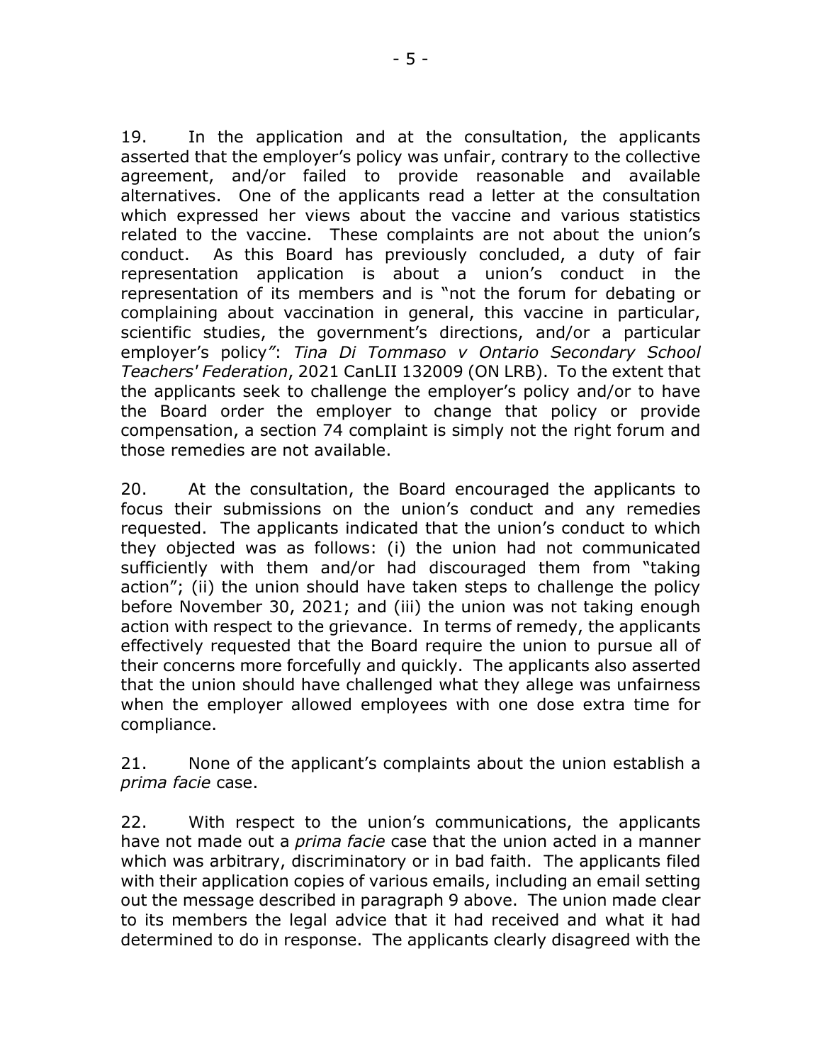19. In the application and at the consultation, the applicants asserted that the employer's policy was unfair, contrary to the collective agreement, and/or failed to provide reasonable and available alternatives. One of the applicants read a letter at the consultation which expressed her views about the vaccine and various statistics related to the vaccine. These complaints are not about the union's conduct. As this Board has previously concluded, a duty of fair representation application is about a union's conduct in the representation of its members and is "not the forum for debating or complaining about vaccination in general, this vaccine in particular, scientific studies, the government's directions, and/or a particular employer's policy": *Tina Di Tommaso v Ontario Secondary School Teachers' Federation*, 2021 CanLII 132009 (ON LRB). To the extent that the applicants seek to challenge the employer's policy and/or to have the Board order the employer to change that policy or provide compensation, a section 74 complaint is simply not the right forum and those remedies are not available.

20. At the consultation, the Board encouraged the applicants to focus their submissions on the union's conduct and any remedies requested. The applicants indicated that the union's conduct to which they objected was as follows: (i) the union had not communicated sufficiently with them and/or had discouraged them from "taking action"; (ii) the union should have taken steps to challenge the policy before November 30, 2021; and (iii) the union was not taking enough action with respect to the grievance. In terms of remedy, the applicants effectively requested that the Board require the union to pursue all of their concerns more forcefully and quickly. The applicants also asserted that the union should have challenged what they allege was unfairness when the employer allowed employees with one dose extra time for compliance.

21. None of the applicant's complaints about the union establish a *prima facie* case.

22. With respect to the union's communications, the applicants have not made out a *prima facie* case that the union acted in a manner which was arbitrary, discriminatory or in bad faith. The applicants filed with their application copies of various emails, including an email setting out the message described in paragraph 9 above. The union made clear to its members the legal advice that it had received and what it had determined to do in response. The applicants clearly disagreed with the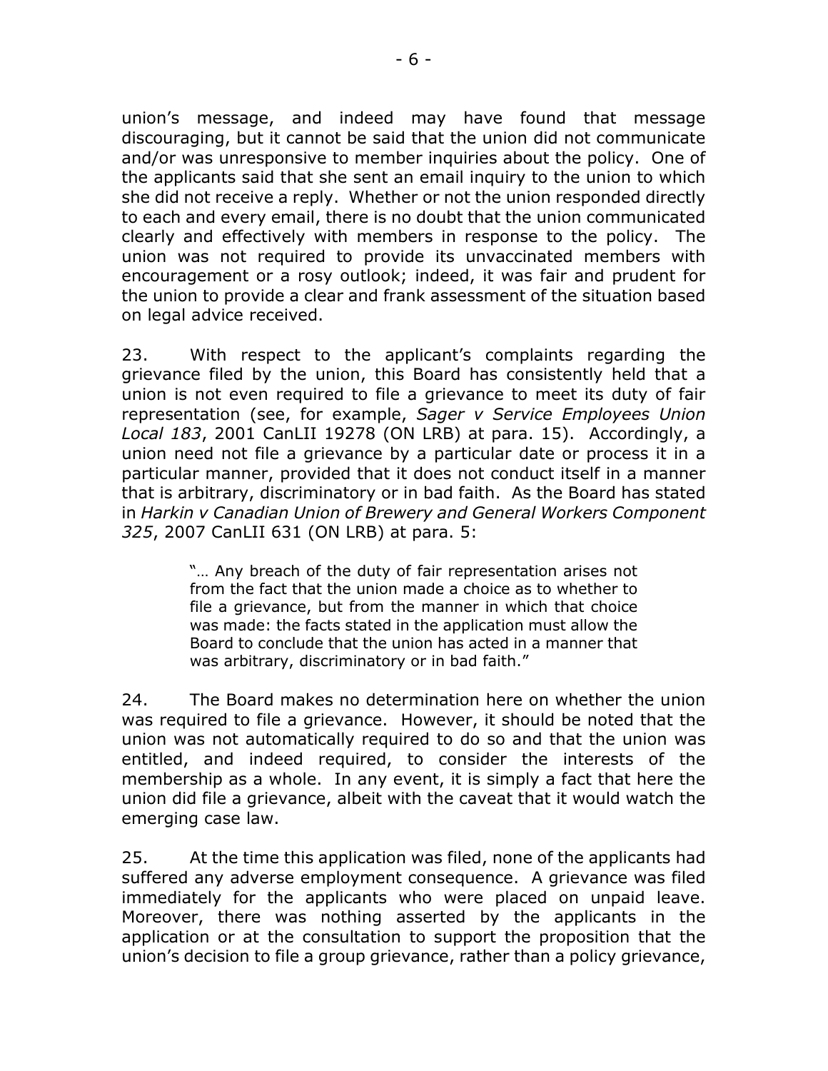union's message, and indeed may have found that message discouraging, but it cannot be said that the union did not communicate and/or was unresponsive to member inquiries about the policy. One of the applicants said that she sent an email inquiry to the union to which she did not receive a reply. Whether or not the union responded directly to each and every email, there is no doubt that the union communicated clearly and effectively with members in response to the policy. The union was not required to provide its unvaccinated members with encouragement or a rosy outlook; indeed, it was fair and prudent for the union to provide a clear and frank assessment of the situation based on legal advice received.

23. With respect to the applicant's complaints regarding the grievance filed by the union, this Board has consistently held that a union is not even required to file a grievance to meet its duty of fair representation (see, for example, *Sager v Service Employees Union Local 183*, 2001 CanLII 19278 (ON LRB) at para. 15). Accordingly, a union need not file a grievance by a particular date or process it in a particular manner, provided that it does not conduct itself in a manner that is arbitrary, discriminatory or in bad faith. As the Board has stated in *Harkin v Canadian Union of Brewery and General Workers Component 325*, 2007 CanLII 631 (ON LRB) at para. 5:

> "… Any breach of the duty of fair representation arises not from the fact that the union made a choice as to whether to file a grievance, but from the manner in which that choice was made: the facts stated in the application must allow the Board to conclude that the union has acted in a manner that was arbitrary, discriminatory or in bad faith."

24. The Board makes no determination here on whether the union was required to file a grievance. However, it should be noted that the union was not automatically required to do so and that the union was entitled, and indeed required, to consider the interests of the membership as a whole. In any event, it is simply a fact that here the union did file a grievance, albeit with the caveat that it would watch the emerging case law.

25. At the time this application was filed, none of the applicants had suffered any adverse employment consequence. A grievance was filed immediately for the applicants who were placed on unpaid leave. Moreover, there was nothing asserted by the applicants in the application or at the consultation to support the proposition that the union's decision to file a group grievance, rather than a policy grievance,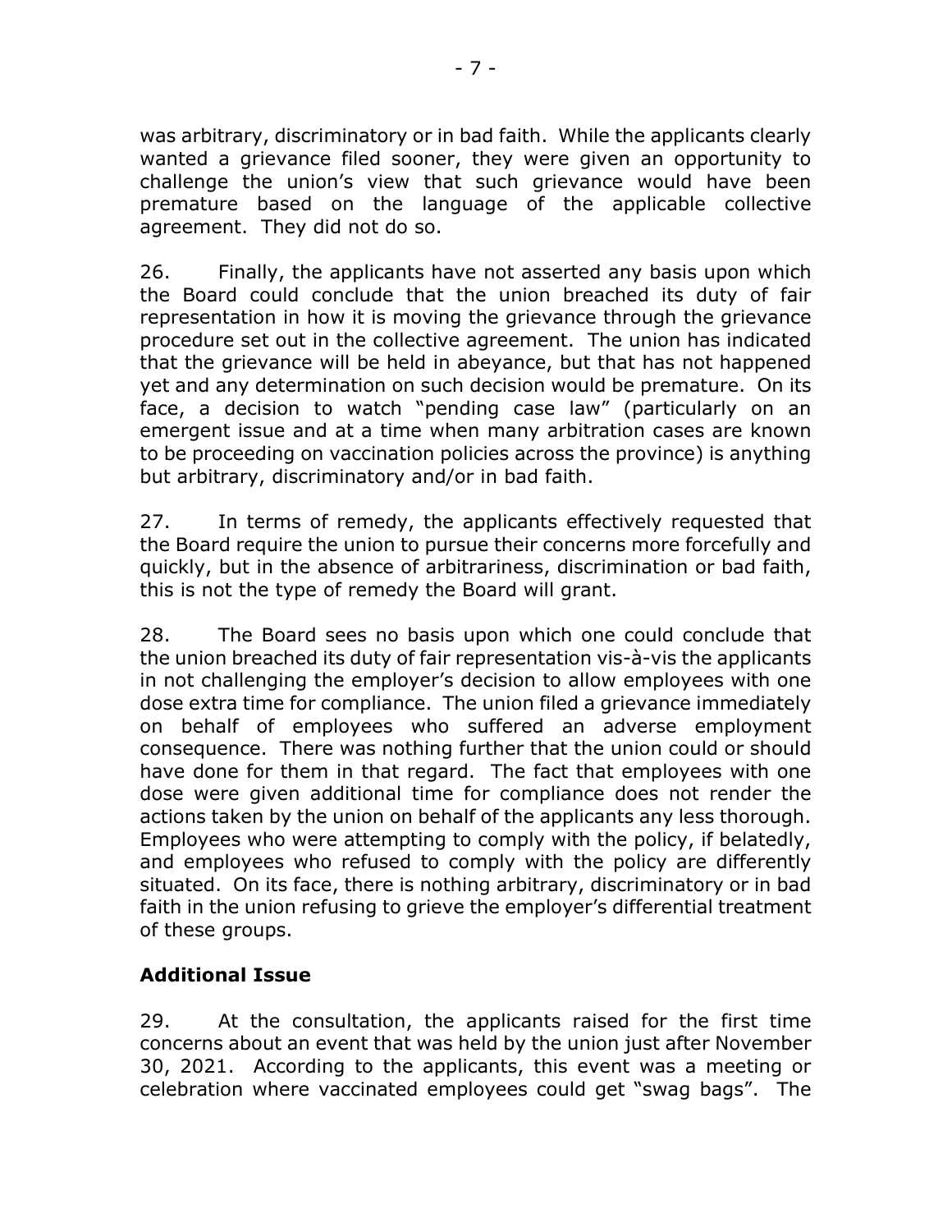was arbitrary, discriminatory or in bad faith. While the applicants clearly wanted a grievance filed sooner, they were given an opportunity to challenge the union's view that such grievance would have been premature based on the language of the applicable collective agreement. They did not do so.

26. Finally, the applicants have not asserted any basis upon which the Board could conclude that the union breached its duty of fair representation in how it is moving the grievance through the grievance procedure set out in the collective agreement. The union has indicated that the grievance will be held in abeyance, but that has not happened yet and any determination on such decision would be premature. On its face, a decision to watch "pending case law" (particularly on an emergent issue and at a time when many arbitration cases are known to be proceeding on vaccination policies across the province) is anything but arbitrary, discriminatory and/or in bad faith.

27. In terms of remedy, the applicants effectively requested that the Board require the union to pursue their concerns more forcefully and quickly, but in the absence of arbitrariness, discrimination or bad faith, this is not the type of remedy the Board will grant.

28. The Board sees no basis upon which one could conclude that the union breached its duty of fair representation vis-à-vis the applicants in not challenging the employer's decision to allow employees with one dose extra time for compliance. The union filed a grievance immediately on behalf of employees who suffered an adverse employment consequence. There was nothing further that the union could or should have done for them in that regard. The fact that employees with one dose were given additional time for compliance does not render the actions taken by the union on behalf of the applicants any less thorough. Employees who were attempting to comply with the policy, if belatedly, and employees who refused to comply with the policy are differently situated. On its face, there is nothing arbitrary, discriminatory or in bad faith in the union refusing to grieve the employer's differential treatment of these groups.

## Additional Issue

29. At the consultation, the applicants raised for the first time concerns about an event that was held by the union just after November 30, 2021. According to the applicants, this event was a meeting or celebration where vaccinated employees could get "swag bags". The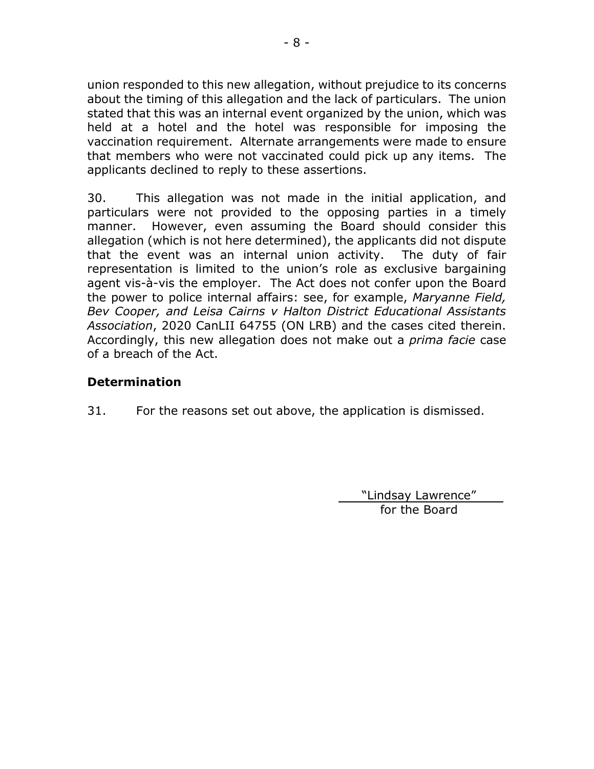union responded to this new allegation, without prejudice to its concerns about the timing of this allegation and the lack of particulars. The union stated that this was an internal event organized by the union, which was held at a hotel and the hotel was responsible for imposing the vaccination requirement. Alternate arrangements were made to ensure that members who were not vaccinated could pick up any items. The applicants declined to reply to these assertions.

30. This allegation was not made in the initial application, and particulars were not provided to the opposing parties in a timely manner. However, even assuming the Board should consider this allegation (which is not here determined), the applicants did not dispute that the event was an internal union activity. The duty of fair representation is limited to the union's role as exclusive bargaining agent vis-à-vis the employer. The Act does not confer upon the Board the power to police internal affairs: see, for example, *Maryanne Field, Bev Cooper, and Leisa Cairns v Halton District Educational Assistants Association*, 2020 CanLII 64755 (ON LRB) and the cases cited therein. Accordingly, this new allegation does not make out a *prima facie* case of a breach of the Act.

**Determination**

31. For the reasons set out above, the application is dismissed.

"Lindsay Lawrence"
for the Board